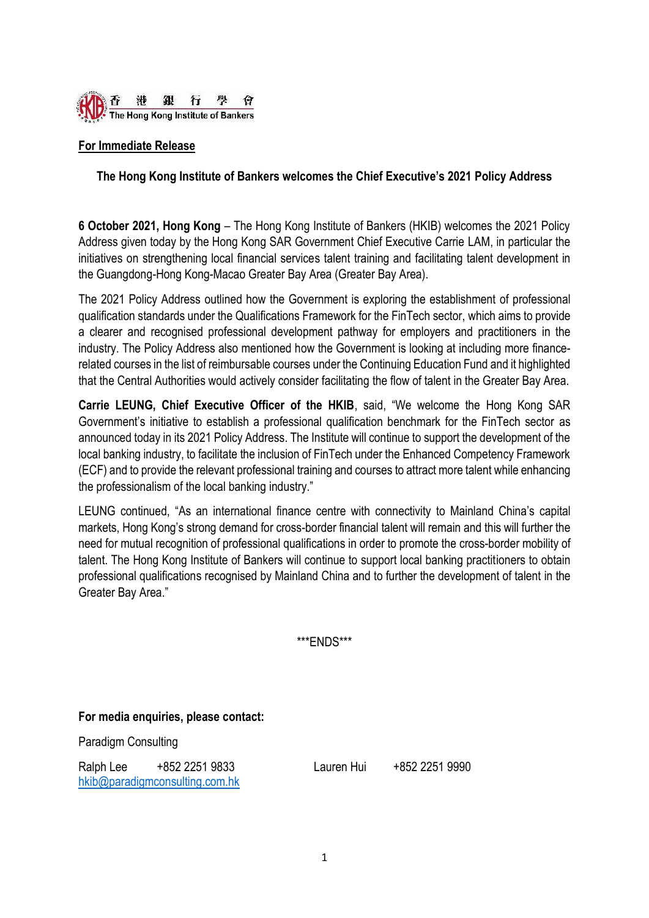香 港 銀 行 學 會
The Hong Kong Institute of Bankers

**For Immediate Release**

## The Hong Kong Institute of Bankers welcomes the Chief Executive's 2021 Policy Address

**6 October 2021, Hong Kong** – The Hong Kong Institute of Bankers (HKIB) welcomes the 2021 Policy Address given today by the Hong Kong SAR Government Chief Executive Carrie LAM, in particular the initiatives on strengthening local financial services talent training and facilitating talent development in the Guangdong-Hong Kong-Macao Greater Bay Area (Greater Bay Area).

The 2021 Policy Address outlined how the Government is exploring the establishment of professional qualification standards under the Qualifications Framework for the FinTech sector, which aims to provide a clearer and recognised professional development pathway for employers and practitioners in the industry. The Policy Address also mentioned how the Government is looking at including more finance-related courses in the list of reimbursable courses under the Continuing Education Fund and it highlighted that the Central Authorities would actively consider facilitating the flow of talent in the Greater Bay Area.

**Carrie LEUNG, Chief Executive Officer of the HKIB**, said, "We welcome the Hong Kong SAR Government's initiative to establish a professional qualification benchmark for the FinTech sector as announced today in its 2021 Policy Address. The Institute will continue to support the development of the local banking industry, to facilitate the inclusion of FinTech under the Enhanced Competency Framework (ECF) and to provide the relevant professional training and courses to attract more talent while enhancing the professionalism of the local banking industry."

LEUNG continued, "As an international finance centre with connectivity to Mainland China's capital markets, Hong Kong's strong demand for cross-border financial talent will remain and this will further the need for mutual recognition of professional qualifications in order to promote the cross-border mobility of talent. The Hong Kong Institute of Bankers will continue to support local banking practitioners to obtain professional qualifications recognised by Mainland China and to further the development of talent in the Greater Bay Area."

***ENDS***

**For media enquiries, please contact:**

Paradigm Consulting

Ralph Lee +852 2251 9833
hkib@paradigmconsulting.com.hk

Lauren Hui +852 2251 9990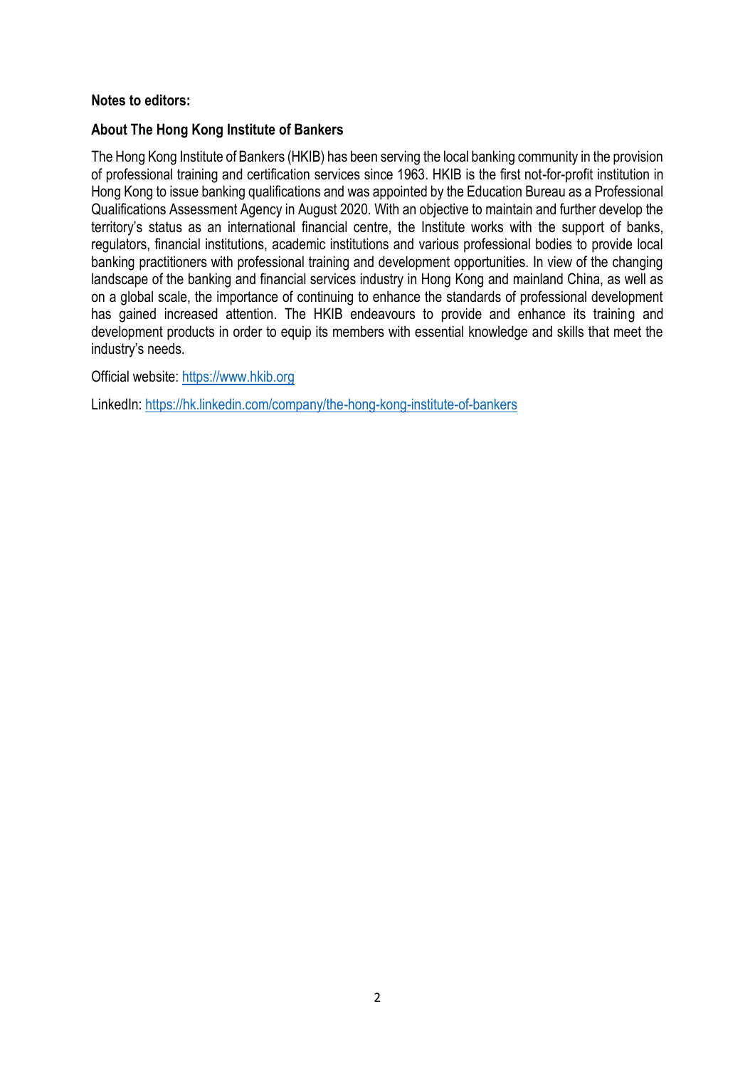**Notes to editors:**

**About The Hong Kong Institute of Bankers**

The Hong Kong Institute of Bankers (HKIB) has been serving the local banking community in the provision of professional training and certification services since 1963. HKIB is the first not-for-profit institution in Hong Kong to issue banking qualifications and was appointed by the Education Bureau as a Professional Qualifications Assessment Agency in August 2020. With an objective to maintain and further develop the territory's status as an international financial centre, the Institute works with the support of banks, regulators, financial institutions, academic institutions and various professional bodies to provide local banking practitioners with professional training and development opportunities. In view of the changing landscape of the banking and financial services industry in Hong Kong and mainland China, as well as on a global scale, the importance of continuing to enhance the standards of professional development has gained increased attention. The HKIB endeavours to provide and enhance its training and development products in order to equip its members with essential knowledge and skills that meet the industry's needs.

Official website: [https://www.hkib.org](https://www.hkib.org)

LinkedIn: [https://hk.linkedin.com/company/the-hong-kong-institute-of-bankers](https://hk.linkedin.com/company/the-hong-kong-institute-of-bankers)